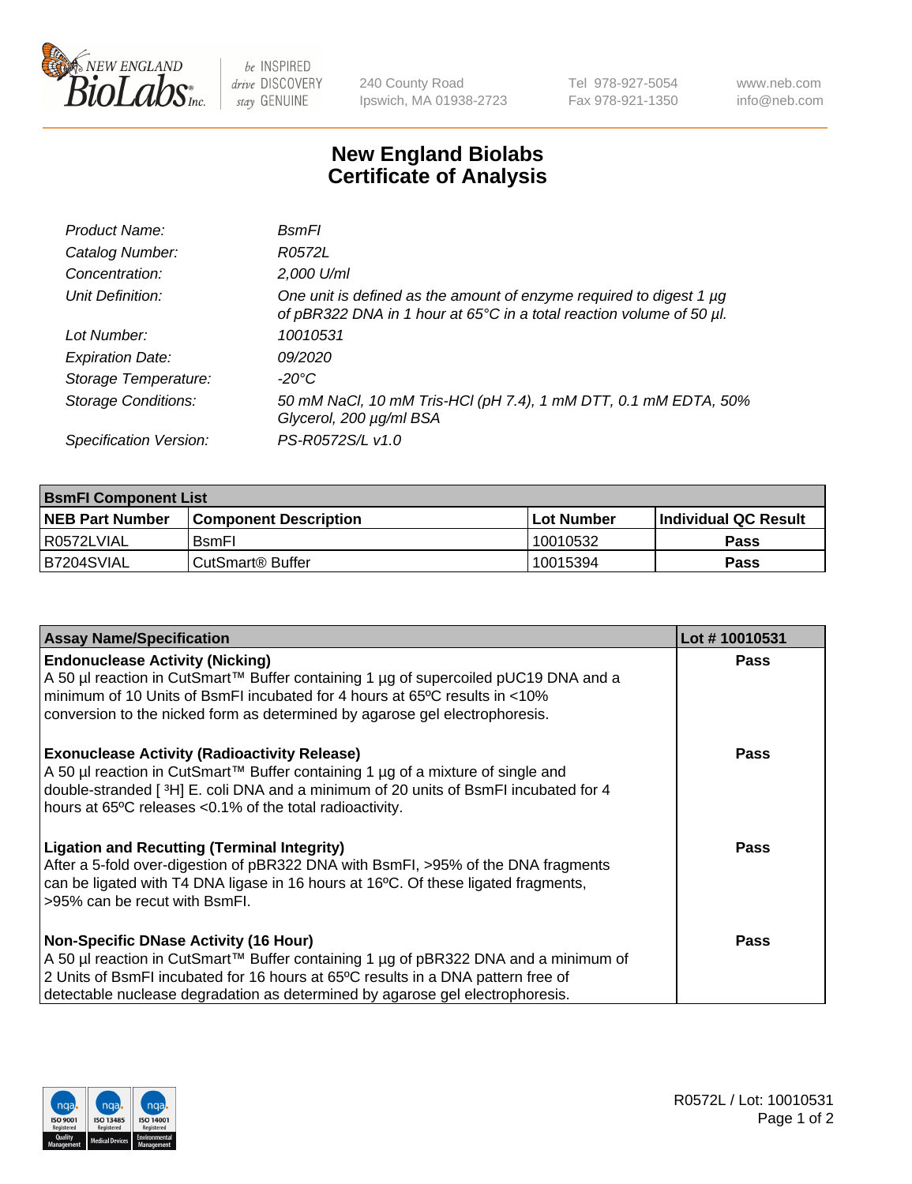# New England Biolabs Certificate of Analysis

| | |
|---|---|
| *Product Name:* | *BsmFI* |
| *Catalog Number:* | *R0572L* |
| *Concentration:* | *2,000 U/ml* |
| *Unit Definition:* | *One unit is defined as the amount of enzyme required to digest 1 µg of pBR322 DNA in 1 hour at 65°C in a total reaction volume of 50 µl.* |
| *Lot Number:* | *10010531* |
| *Expiration Date:* | *09/2020* |
| *Storage Temperature:* | *-20°C* |
| *Storage Conditions:* | *50 mM NaCl, 10 mM Tris-HCl (pH 7.4), 1 mM DTT, 0.1 mM EDTA, 50% Glycerol, 200 µg/ml BSA* |
| *Specification Version:* | *PS-R0572S/L v1.0* |

| BsmFI Component List | | | |
|---|---|---|---|
| **NEB Part Number** | **Component Description** | **Lot Number** | **Individual QC Result** |
| R0572LVIAL | BsmFI | 10010532 | **Pass** |
| B7204SVIAL | CutSmart® Buffer | 10015394 | **Pass** |

| Assay Name/Specification | Lot # 10010531 |
|---|---|
| **Endonuclease Activity (Nicking)** A 50 µl reaction in CutSmart™ Buffer containing 1 µg of supercoiled pUC19 DNA and a minimum of 10 Units of BsmFI incubated for 4 hours at 65ºC results in <10% conversion to the nicked form as determined by agarose gel electrophoresis. | **Pass** |
| **Exonuclease Activity (Radioactivity Release)** A 50 µl reaction in CutSmart™ Buffer containing 1 µg of a mixture of single and double-stranded [ $^3$H] E. coli DNA and a minimum of 20 units of BsmFI incubated for 4 hours at 65ºC releases <0.1% of the total radioactivity. | **Pass** |
| **Ligation and Recutting (Terminal Integrity)** After a 5-fold over-digestion of pBR322 DNA with BsmFI, >95% of the DNA fragments can be ligated with T4 DNA ligase in 16 hours at 16ºC. Of these ligated fragments, >95% can be recut with BsmFI. | **Pass** |
| **Non-Specific DNase Activity (16 Hour)** A 50 µl reaction in CutSmart™ Buffer containing 1 µg of pBR322 DNA and a minimum of 2 Units of BsmFI incubated for 16 hours at 65ºC results in a DNA pattern free of detectable nuclease degradation as determined by agarose gel electrophoresis. | **Pass** |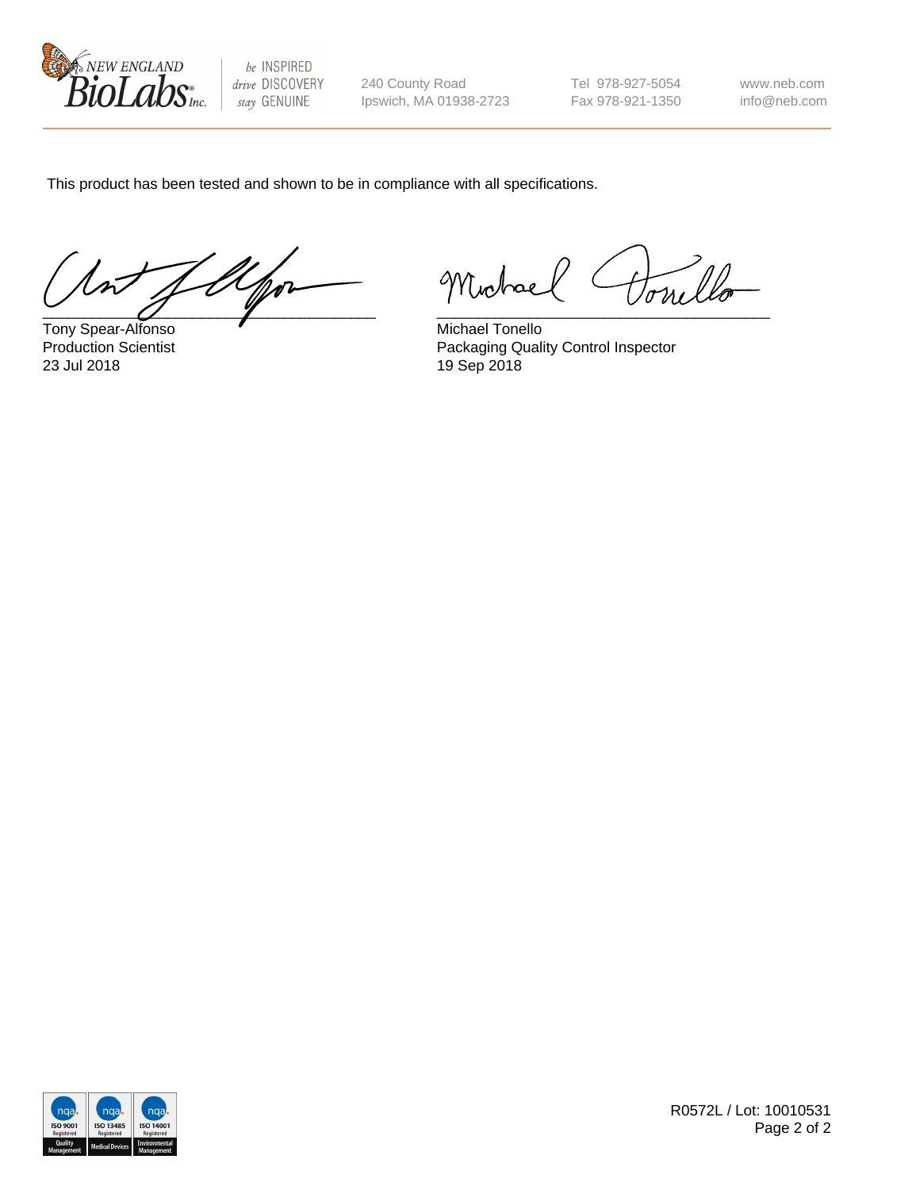This product has been tested and shown to be in compliance with all specifications.

Tony Spear-Alfonso
Production Scientist
23 Jul 2018

Michael Tonello
Packaging Quality Control Inspector
19 Sep 2018

R0572L / Lot: 10010531